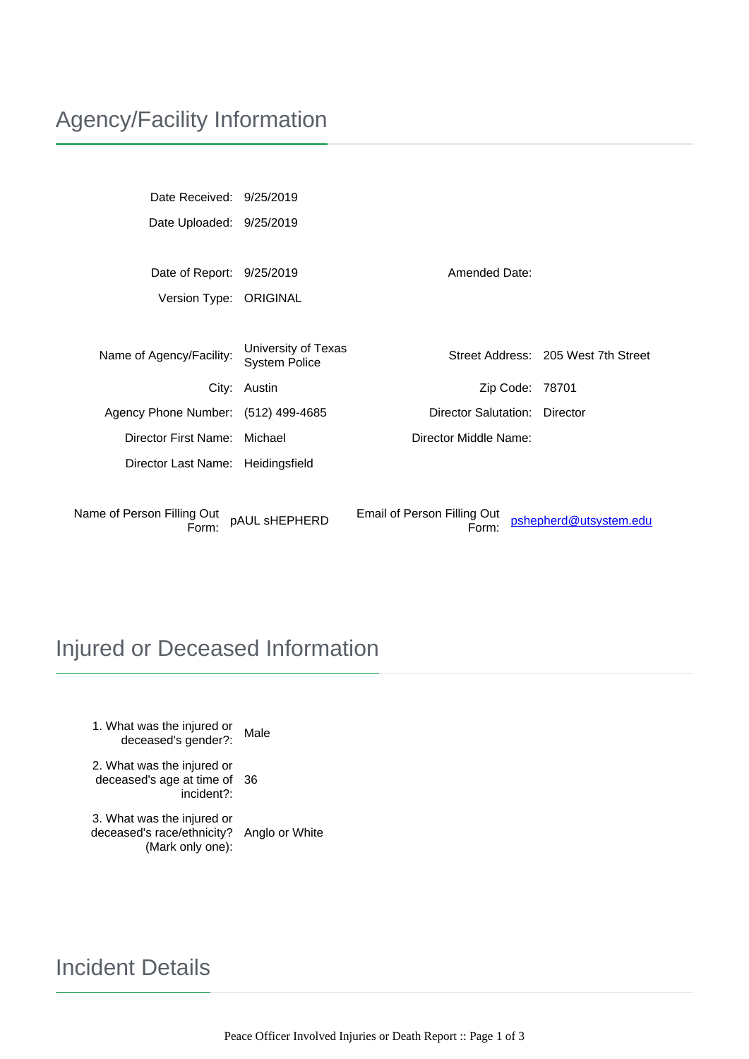## Agency/Facility Information

Date Received: 9/25/2019

Date Uploaded: 9/25/2019

Date of Report: 9/25/2019

Amended Date:

Version Type: ORIGINAL

Name of Agency/Facility: University of Texas System Police

Street Address: 205 West 7th Street

City: Austin

Zip Code: 78701

Agency Phone Number: (512) 499-4685

Director Salutation: Director

Director First Name: Michael

Director Middle Name:

Director Last Name: Heidingsfield

Name of Person Filling Out Form: pAUL sHEPHERD

Email of Person Filling Out Form: pshepherd@utsystem.edu

## Injured or Deceased Information

1. What was the injured or deceased's gender?: Male

2. What was the injured or deceased's age at time of incident?: 36

3. What was the injured or deceased's race/ethnicity? (Mark only one): Anglo or White

## Incident Details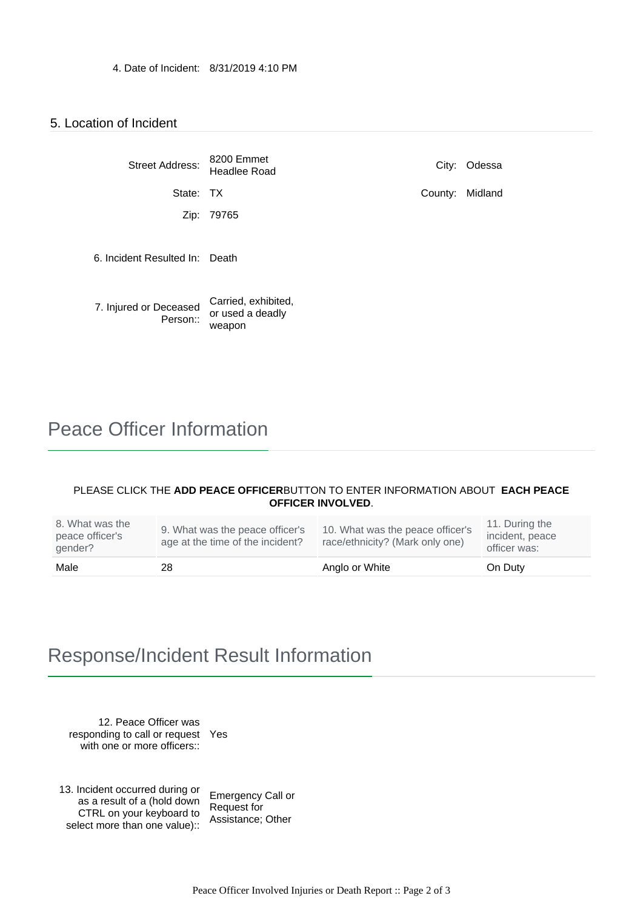4. Date of Incident: 8/31/2019 4:10 PM

## 5. Location of Incident

Street Address: 8200 Emmet Headlee Road

City: Odessa

State: TX

County: Midland

Zip: 79765

6. Incident Resulted In: Death

7. Injured or Deceased Person:: Carried, exhibited, or used a deadly weapon

# Peace Officer Information

PLEASE CLICK THE **ADD PEACE OFFICER**BUTTON TO ENTER INFORMATION ABOUT **EACH PEACE OFFICER INVOLVED**.

| 8. What was the peace officer's gender? | 9. What was the peace officer's age at the time of the incident? | 10. What was the peace officer's race/ethnicity? (Mark only one) | 11. During the incident, peace officer was: |
|---|---|---|---|
| Male | 28 | Anglo or White | On Duty |

# Response/Incident Result Information

12. Peace Officer was responding to call or request with one or more officers:: Yes

13. Incident occurred during or as a result of a (hold down CTRL on your keyboard to select more than one value):: Emergency Call or Request for Assistance; Other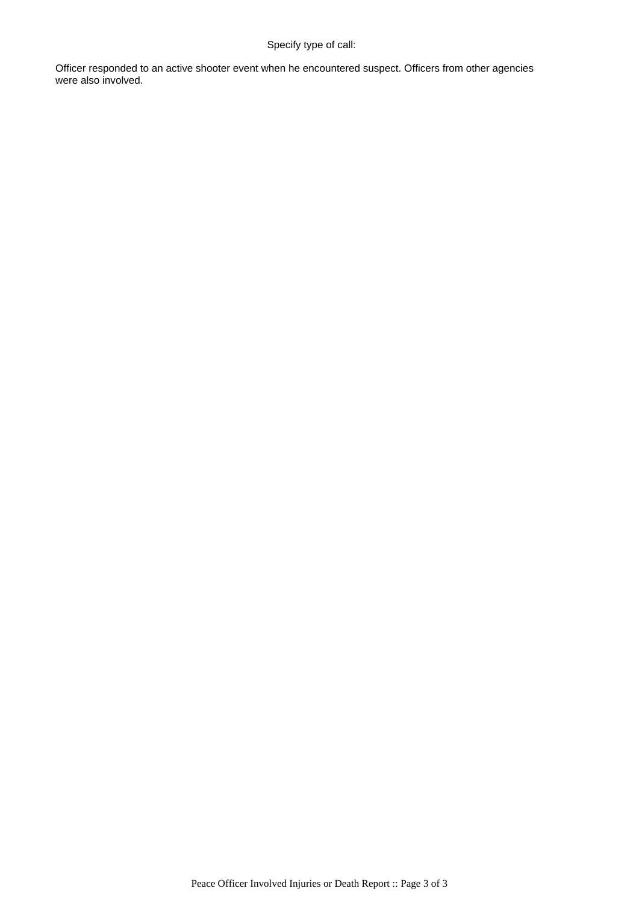Specify type of call:

Officer responded to an active shooter event when he encountered suspect. Officers from other agencies were also involved.